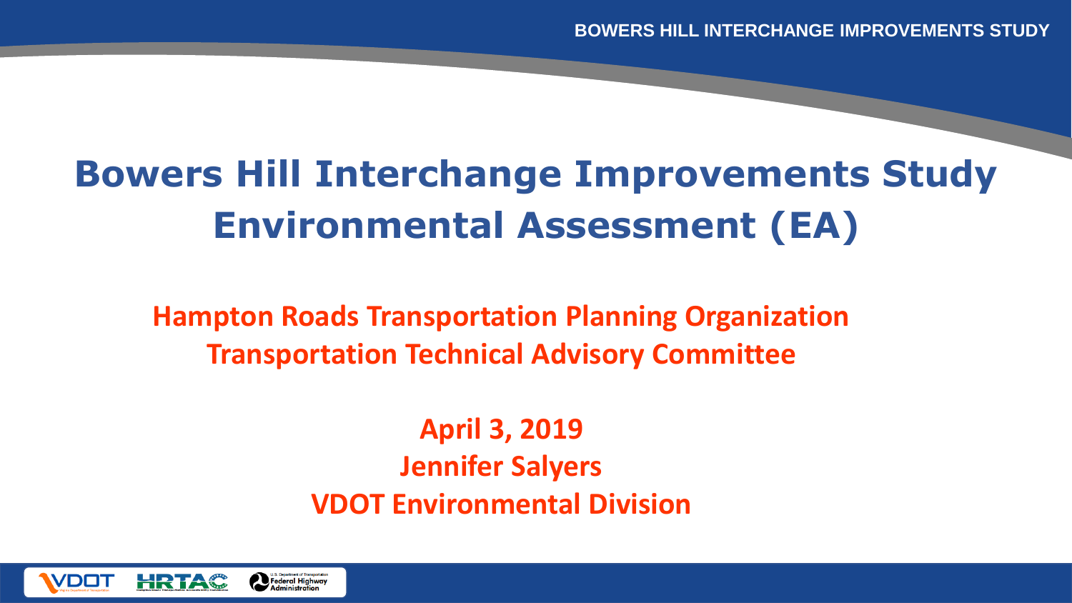# Bowers Hill Interchange Improvements Study Environmental Assessment (EA)

**Hampton Roads Transportation Planning Organization**
**Transportation Technical Advisory Committee**

**April 3, 2019**
**Jennifer Salyers**
**VDOT Environmental Division**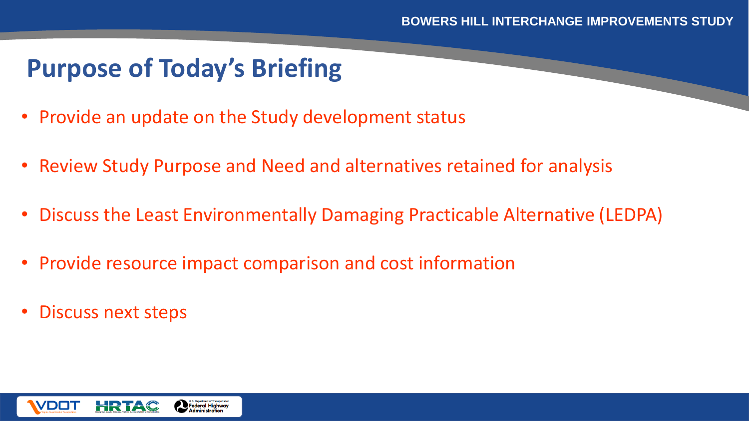# Purpose of Today's Briefing

- Provide an update on the Study development status
- Review Study Purpose and Need and alternatives retained for analysis
- Discuss the Least Environmentally Damaging Practicable Alternative (LEDPA)
- Provide resource impact comparison and cost information
- Discuss next steps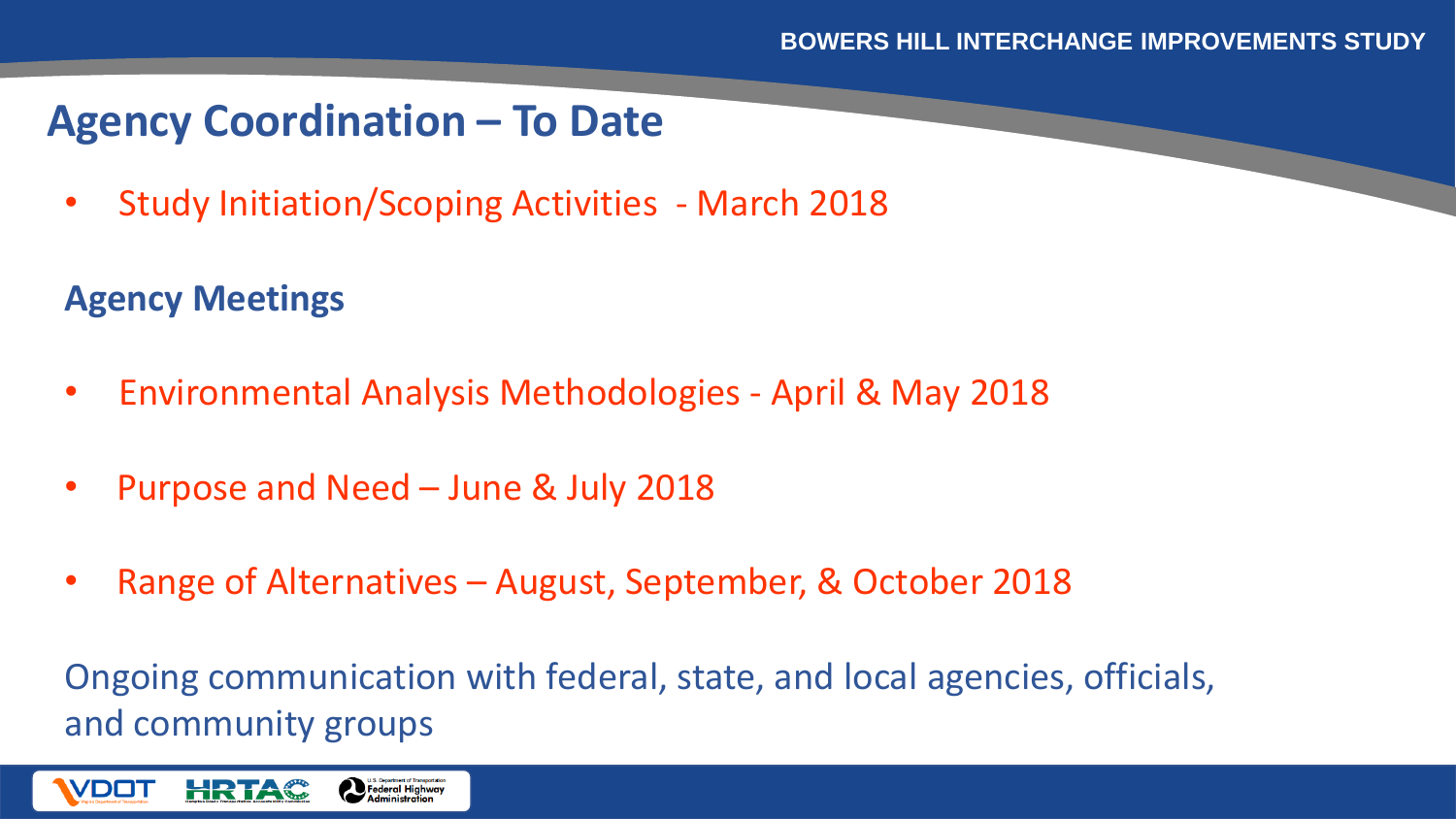## Agency Coordination – To Date

- Study Initiation/Scoping Activities - March 2018

### Agency Meetings

- Environmental Analysis Methodologies - April & May 2018
- Purpose and Need – June & July 2018
- Range of Alternatives – August, September, & October 2018

Ongoing communication with federal, state, and local agencies, officials, and community groups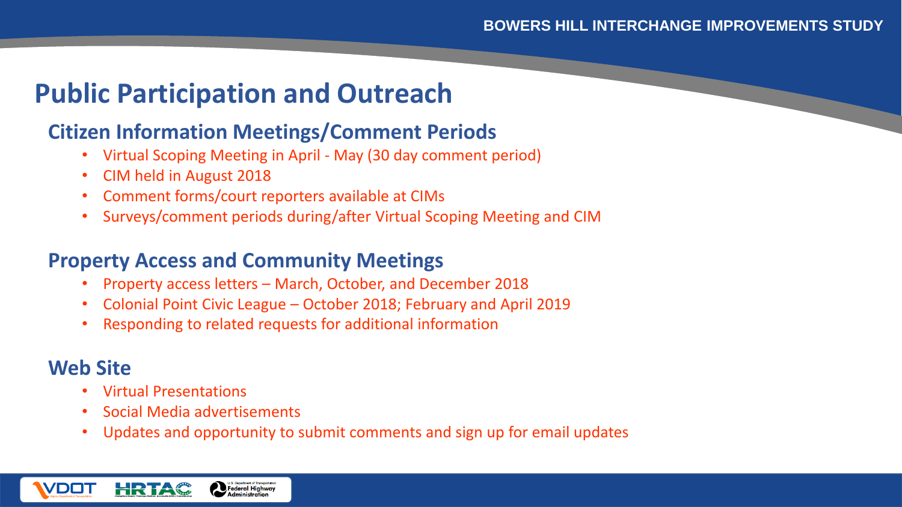# Public Participation and Outreach

## Citizen Information Meetings/Comment Periods

- Virtual Scoping Meeting in April - May (30 day comment period)
- CIM held in August 2018
- Comment forms/court reporters available at CIMs
- Surveys/comment periods during/after Virtual Scoping Meeting and CIM

## Property Access and Community Meetings

- Property access letters – March, October, and December 2018
- Colonial Point Civic League – October 2018; February and April 2019
- Responding to related requests for additional information

## Web Site

- Virtual Presentations
- Social Media advertisements
- Updates and opportunity to submit comments and sign up for email updates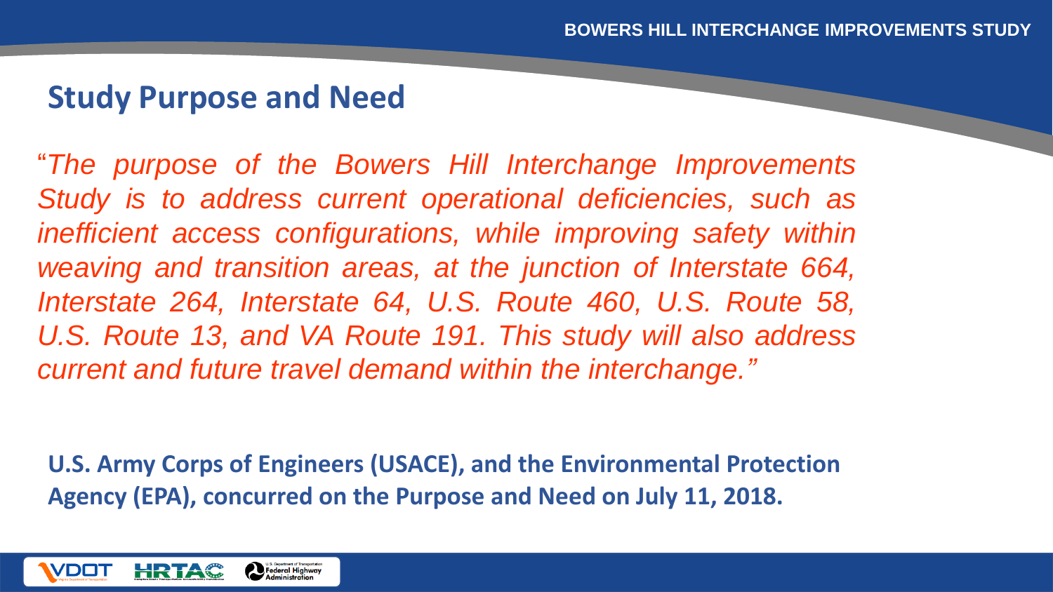## Study Purpose and Need

*"The purpose of the Bowers Hill Interchange Improvements Study is to address current operational deficiencies, such as inefficient access configurations, while improving safety within weaving and transition areas, at the junction of Interstate 664, Interstate 264, Interstate 64, U.S. Route 460, U.S. Route 58, U.S. Route 13, and VA Route 191. This study will also address current and future travel demand within the interchange."*

**U.S. Army Corps of Engineers (USACE), and the Environmental Protection Agency (EPA), concurred on the Purpose and Need on July 11, 2018.**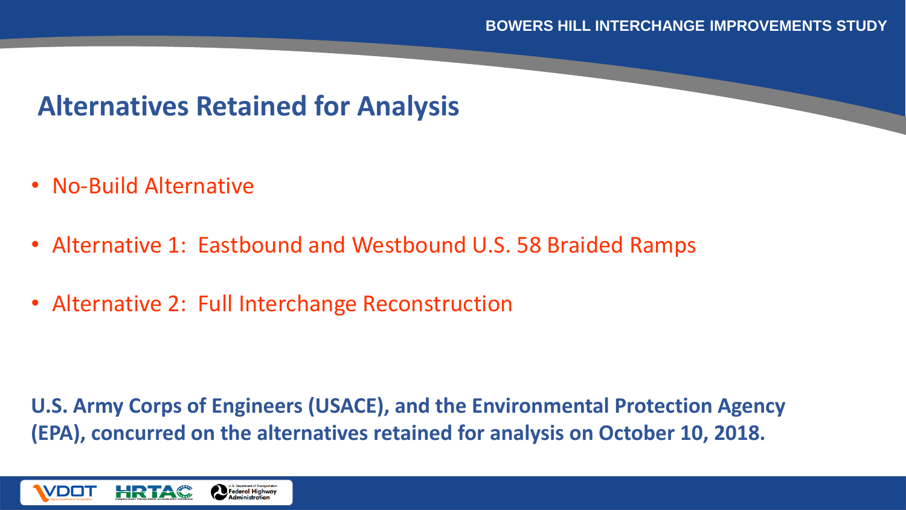## Alternatives Retained for Analysis

- No-Build Alternative
- Alternative 1: Eastbound and Westbound U.S. 58 Braided Ramps
- Alternative 2: Full Interchange Reconstruction

**U.S. Army Corps of Engineers (USACE), and the Environmental Protection Agency (EPA), concurred on the alternatives retained for analysis on October 10, 2018.**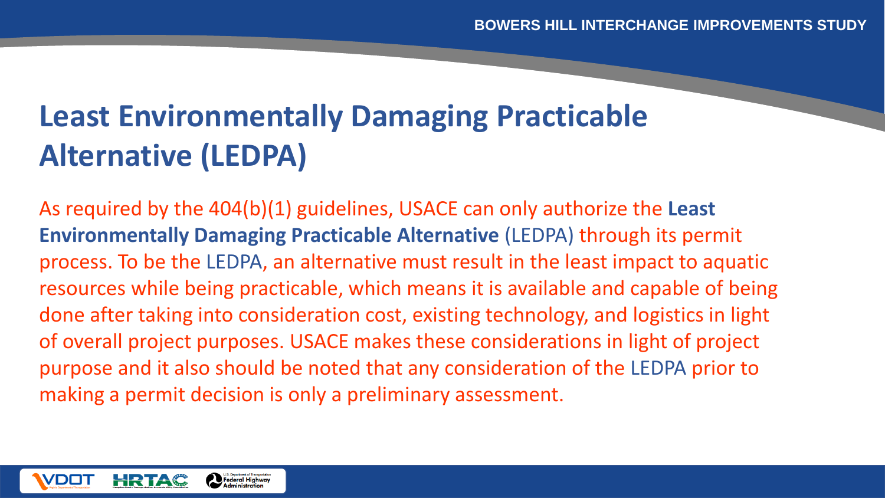# Least Environmentally Damaging Practicable Alternative (LEDPA)

As required by the 404(b)(1) guidelines, USACE can only authorize the **Least Environmentally Damaging Practicable Alternative** (LEDPA) through its permit process. To be the LEDPA, an alternative must result in the least impact to aquatic resources while being practicable, which means it is available and capable of being done after taking into consideration cost, existing technology, and logistics in light of overall project purposes. USACE makes these considerations in light of project purpose and it also should be noted that any consideration of the LEDPA prior to making a permit decision is only a preliminary assessment.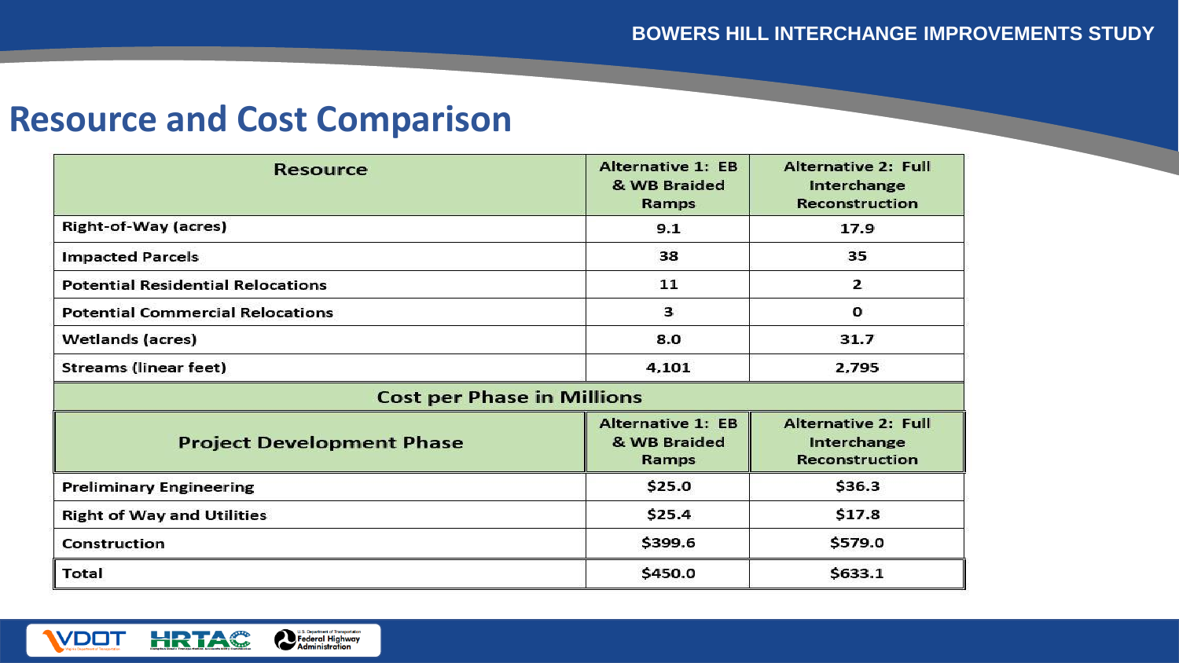# Resource and Cost Comparison

| Resource | Alternative 1: EB & WB Braided Ramps | Alternative 2: Full Interchange Reconstruction |
| --- | --- | --- |
| Right-of-Way (acres) | 9.1 | 17.9 |
| Impacted Parcels | 38 | 35 |
| Potential Residential Relocations | 11 | 2 |
| Potential Commercial Relocations | 3 | 0 |
| Wetlands (acres) | 8.0 | 31.7 |
| Streams (linear feet) | 4,101 | 2,795 |
| **Cost per Phase in Millions** | | |
| **Project Development Phase** | **Alternative 1: EB & WB Braided Ramps** | **Alternative 2: Full Interchange Reconstruction** |
| Preliminary Engineering | $25.0 | $36.3 |
| Right of Way and Utilities | $25.4 | $17.8 |
| Construction | $399.6 | $579.0 |
| Total | $450.0 | $633.1 |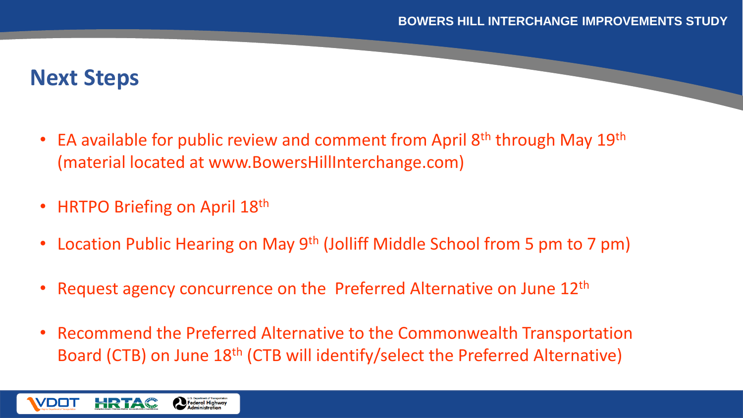## Next Steps

- EA available for public review and comment from April 8th through May 19th (material located at www.BowersHillInterchange.com)
- HRTPO Briefing on April 18th
- Location Public Hearing on May 9th (Jolliff Middle School from 5 pm to 7 pm)
- Request agency concurrence on the Preferred Alternative on June 12th
- Recommend the Preferred Alternative to the Commonwealth Transportation Board (CTB) on June 18th (CTB will identify/select the Preferred Alternative)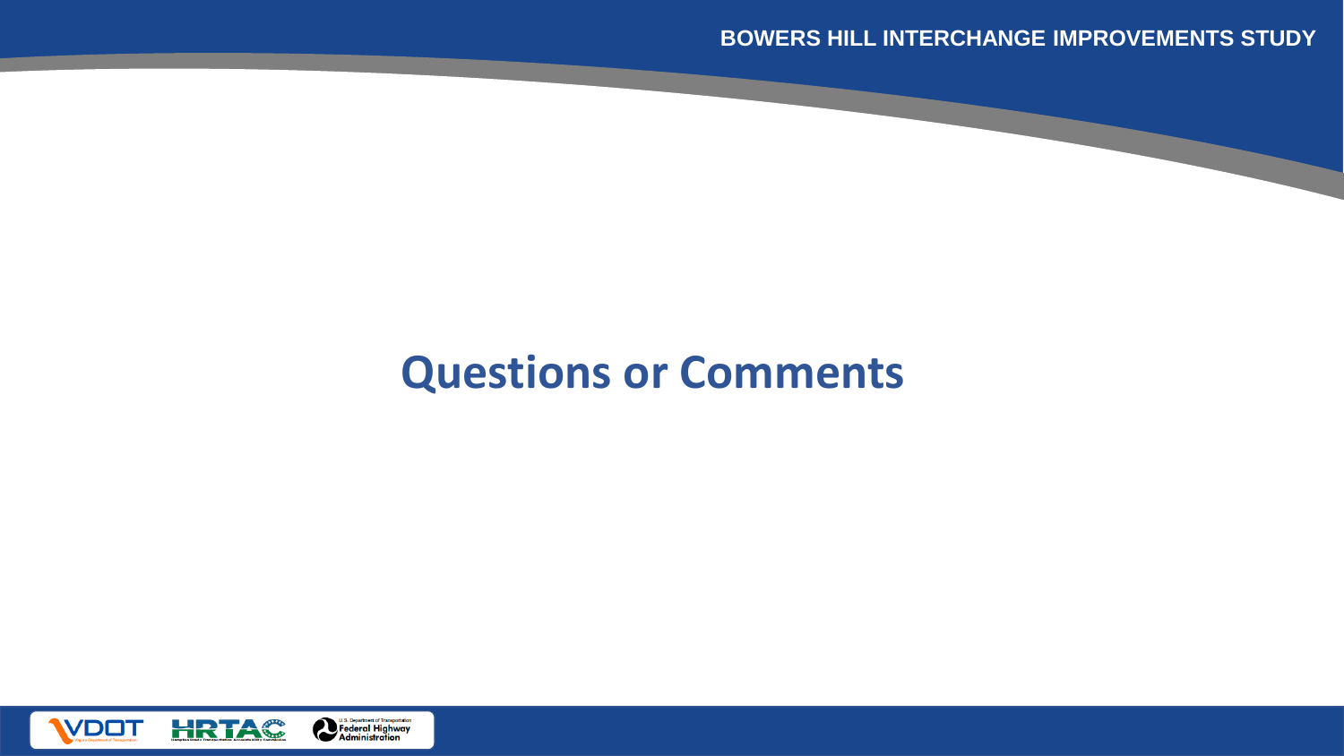# Questions or Comments